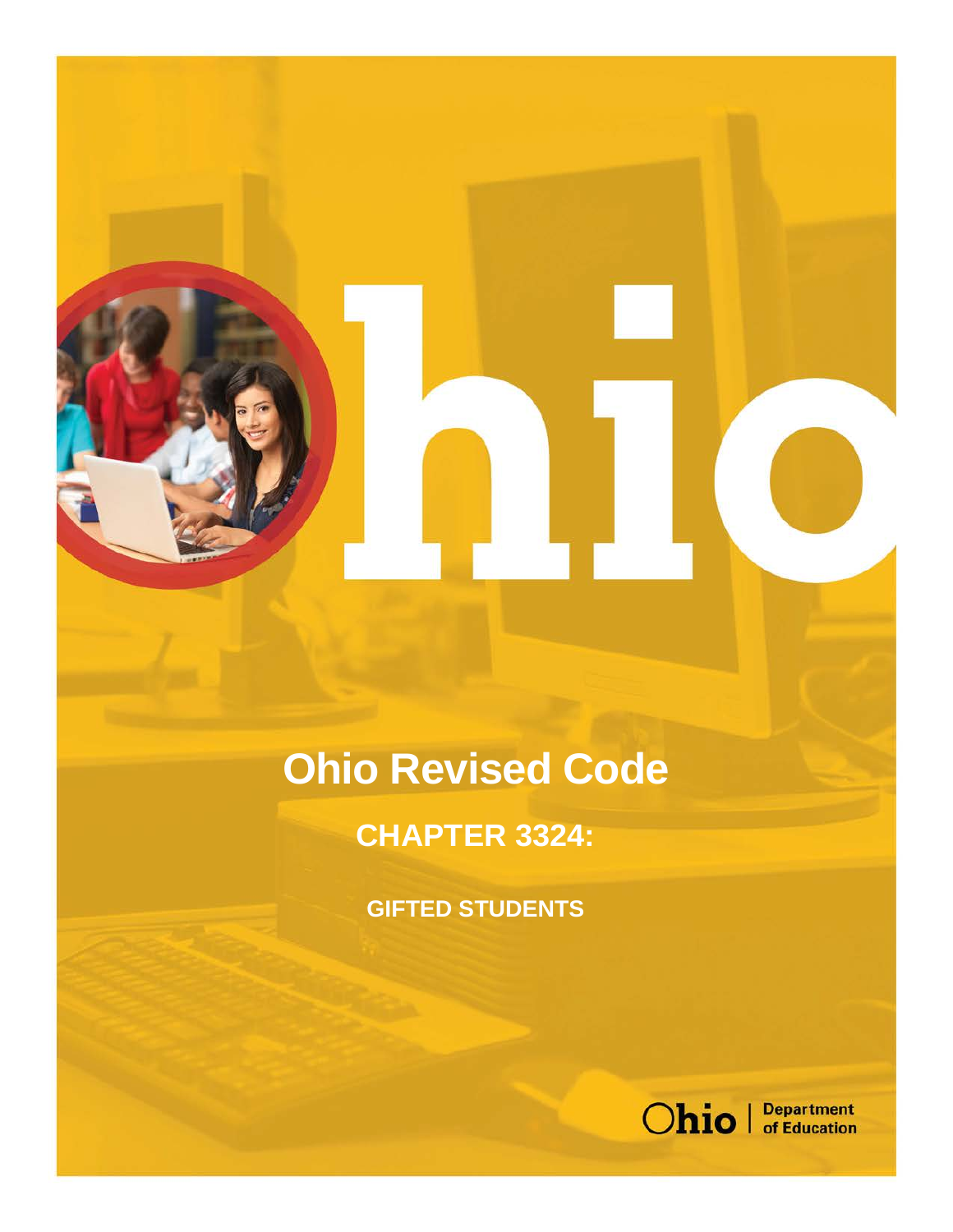# Ohio Revised Code

## CHAPTER 3324:

### GIFTED STUDENTS

Ohio | Department of Education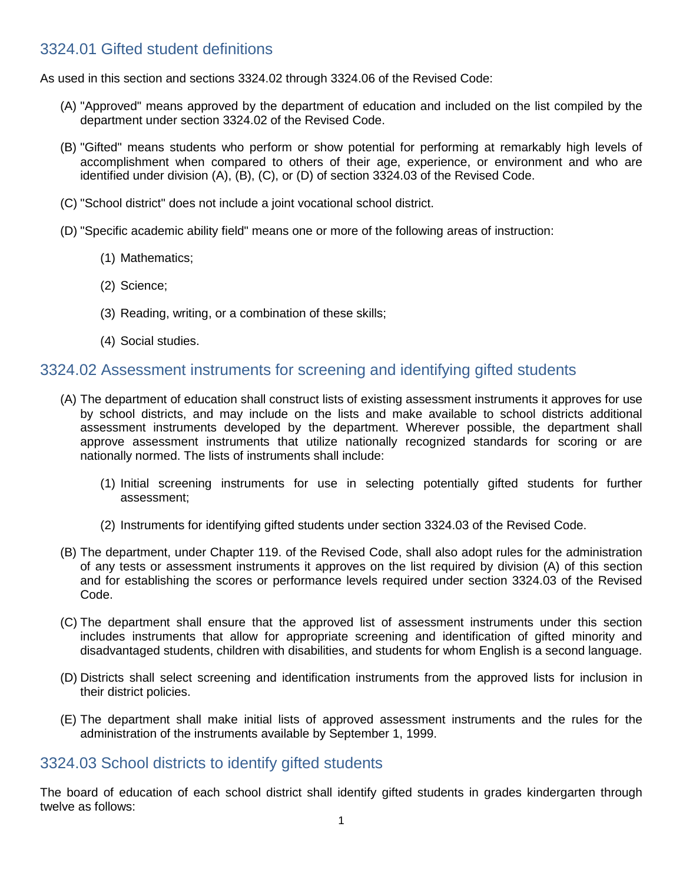## 3324.01 Gifted student definitions

As used in this section and sections 3324.02 through 3324.06 of the Revised Code:

(A) "Approved" means approved by the department of education and included on the list compiled by the department under section 3324.02 of the Revised Code.

(B) "Gifted" means students who perform or show potential for performing at remarkably high levels of accomplishment when compared to others of their age, experience, or environment and who are identified under division (A), (B), (C), or (D) of section 3324.03 of the Revised Code.

(C) "School district" does not include a joint vocational school district.

(D) "Specific academic ability field" means one or more of the following areas of instruction:

(1) Mathematics;

(2) Science;

(3) Reading, writing, or a combination of these skills;

(4) Social studies.

## 3324.02 Assessment instruments for screening and identifying gifted students

(A) The department of education shall construct lists of existing assessment instruments it approves for use by school districts, and may include on the lists and make available to school districts additional assessment instruments developed by the department. Wherever possible, the department shall approve assessment instruments that utilize nationally recognized standards for scoring or are nationally normed. The lists of instruments shall include:

(1) Initial screening instruments for use in selecting potentially gifted students for further assessment;

(2) Instruments for identifying gifted students under section 3324.03 of the Revised Code.

(B) The department, under Chapter 119. of the Revised Code, shall also adopt rules for the administration of any tests or assessment instruments it approves on the list required by division (A) of this section and for establishing the scores or performance levels required under section 3324.03 of the Revised Code.

(C) The department shall ensure that the approved list of assessment instruments under this section includes instruments that allow for appropriate screening and identification of gifted minority and disadvantaged students, children with disabilities, and students for whom English is a second language.

(D) Districts shall select screening and identification instruments from the approved lists for inclusion in their district policies.

(E) The department shall make initial lists of approved assessment instruments and the rules for the administration of the instruments available by September 1, 1999.

## 3324.03 School districts to identify gifted students

The board of education of each school district shall identify gifted students in grades kindergarten through twelve as follows: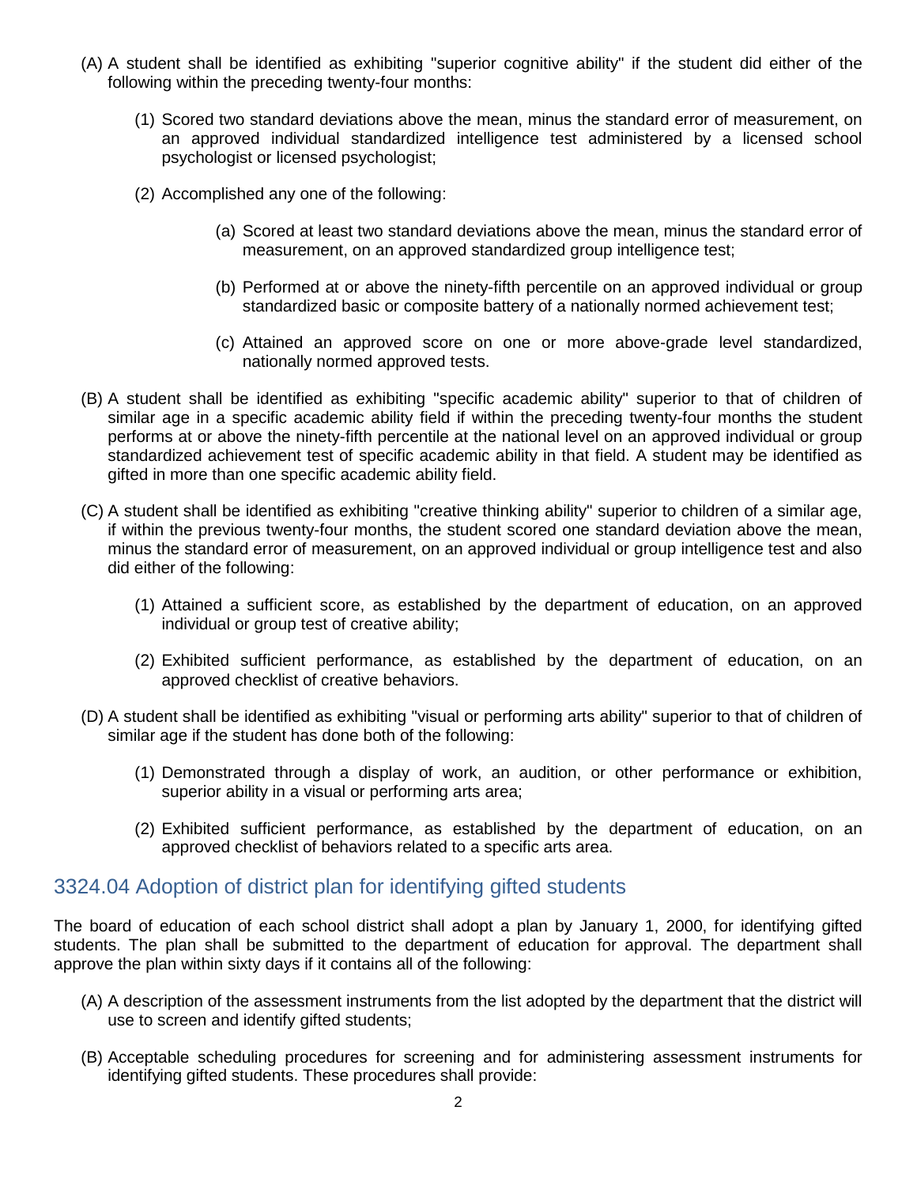(A) A student shall be identified as exhibiting "superior cognitive ability" if the student did either of the following within the preceding twenty-four months:

   (1) Scored two standard deviations above the mean, minus the standard error of measurement, on an approved individual standardized intelligence test administered by a licensed school psychologist or licensed psychologist;

   (2) Accomplished any one of the following:

      (a) Scored at least two standard deviations above the mean, minus the standard error of measurement, on an approved standardized group intelligence test;

      (b) Performed at or above the ninety-fifth percentile on an approved individual or group standardized basic or composite battery of a nationally normed achievement test;

      (c) Attained an approved score on one or more above-grade level standardized, nationally normed approved tests.

(B) A student shall be identified as exhibiting "specific academic ability" superior to that of children of similar age in a specific academic ability field if within the preceding twenty-four months the student performs at or above the ninety-fifth percentile at the national level on an approved individual or group standardized achievement test of specific academic ability in that field. A student may be identified as gifted in more than one specific academic ability field.

(C) A student shall be identified as exhibiting "creative thinking ability" superior to children of a similar age, if within the previous twenty-four months, the student scored one standard deviation above the mean, minus the standard error of measurement, on an approved individual or group intelligence test and also did either of the following:

   (1) Attained a sufficient score, as established by the department of education, on an approved individual or group test of creative ability;

   (2) Exhibited sufficient performance, as established by the department of education, on an approved checklist of creative behaviors.

(D) A student shall be identified as exhibiting "visual or performing arts ability" superior to that of children of similar age if the student has done both of the following:

   (1) Demonstrated through a display of work, an audition, or other performance or exhibition, superior ability in a visual or performing arts area;

   (2) Exhibited sufficient performance, as established by the department of education, on an approved checklist of behaviors related to a specific arts area.

## 3324.04 Adoption of district plan for identifying gifted students

The board of education of each school district shall adopt a plan by January 1, 2000, for identifying gifted students. The plan shall be submitted to the department of education for approval. The department shall approve the plan within sixty days if it contains all of the following:

(A) A description of the assessment instruments from the list adopted by the department that the district will use to screen and identify gifted students;

(B) Acceptable scheduling procedures for screening and for administering assessment instruments for identifying gifted students. These procedures shall provide: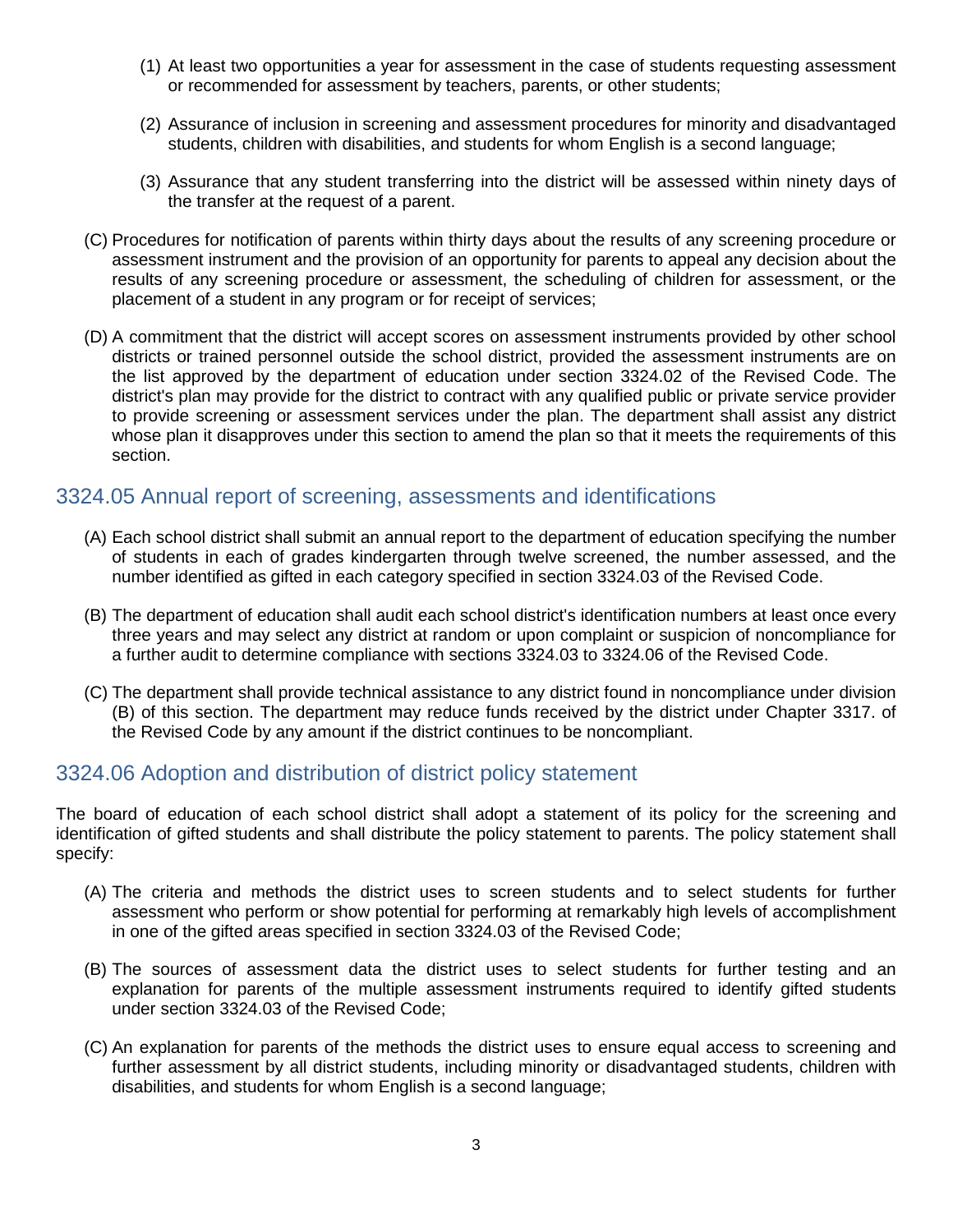(1) At least two opportunities a year for assessment in the case of students requesting assessment or recommended for assessment by teachers, parents, or other students;

(2) Assurance of inclusion in screening and assessment procedures for minority and disadvantaged students, children with disabilities, and students for whom English is a second language;

(3) Assurance that any student transferring into the district will be assessed within ninety days of the transfer at the request of a parent.

(C) Procedures for notification of parents within thirty days about the results of any screening procedure or assessment instrument and the provision of an opportunity for parents to appeal any decision about the results of any screening procedure or assessment, the scheduling of children for assessment, or the placement of a student in any program or for receipt of services;

(D) A commitment that the district will accept scores on assessment instruments provided by other school districts or trained personnel outside the school district, provided the assessment instruments are on the list approved by the department of education under section 3324.02 of the Revised Code. The district's plan may provide for the district to contract with any qualified public or private service provider to provide screening or assessment services under the plan. The department shall assist any district whose plan it disapproves under this section to amend the plan so that it meets the requirements of this section.

## 3324.05 Annual report of screening, assessments and identifications

(A) Each school district shall submit an annual report to the department of education specifying the number of students in each of grades kindergarten through twelve screened, the number assessed, and the number identified as gifted in each category specified in section 3324.03 of the Revised Code.

(B) The department of education shall audit each school district's identification numbers at least once every three years and may select any district at random or upon complaint or suspicion of noncompliance for a further audit to determine compliance with sections 3324.03 to 3324.06 of the Revised Code.

(C) The department shall provide technical assistance to any district found in noncompliance under division (B) of this section. The department may reduce funds received by the district under Chapter 3317. of the Revised Code by any amount if the district continues to be noncompliant.

## 3324.06 Adoption and distribution of district policy statement

The board of education of each school district shall adopt a statement of its policy for the screening and identification of gifted students and shall distribute the policy statement to parents. The policy statement shall specify:

(A) The criteria and methods the district uses to screen students and to select students for further assessment who perform or show potential for performing at remarkably high levels of accomplishment in one of the gifted areas specified in section 3324.03 of the Revised Code;

(B) The sources of assessment data the district uses to select students for further testing and an explanation for parents of the multiple assessment instruments required to identify gifted students under section 3324.03 of the Revised Code;

(C) An explanation for parents of the methods the district uses to ensure equal access to screening and further assessment by all district students, including minority or disadvantaged students, children with disabilities, and students for whom English is a second language;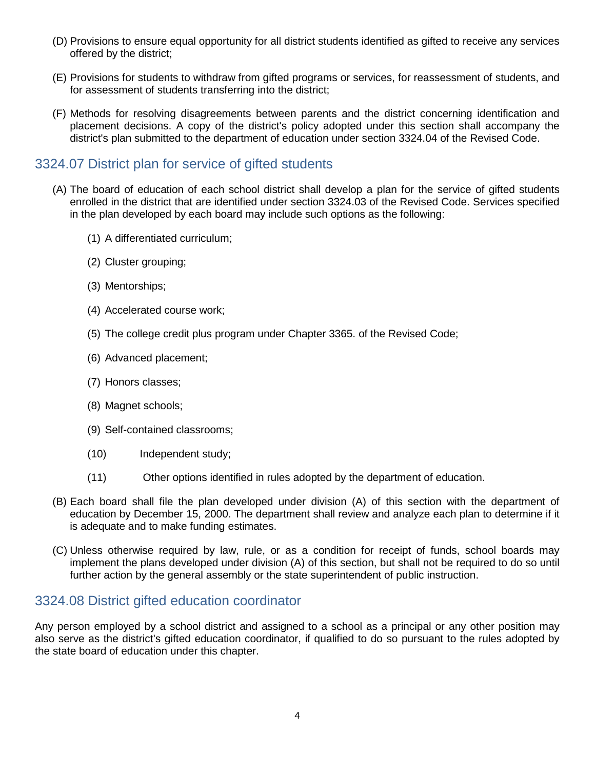(D) Provisions to ensure equal opportunity for all district students identified as gifted to receive any services offered by the district;

(E) Provisions for students to withdraw from gifted programs or services, for reassessment of students, and for assessment of students transferring into the district;

(F) Methods for resolving disagreements between parents and the district concerning identification and placement decisions. A copy of the district's policy adopted under this section shall accompany the district's plan submitted to the department of education under section 3324.04 of the Revised Code.

## 3324.07 District plan for service of gifted students

(A) The board of education of each school district shall develop a plan for the service of gifted students enrolled in the district that are identified under section 3324.03 of the Revised Code. Services specified in the plan developed by each board may include such options as the following:

(1) A differentiated curriculum;

(2) Cluster grouping;

(3) Mentorships;

(4) Accelerated course work;

(5) The college credit plus program under Chapter 3365. of the Revised Code;

(6) Advanced placement;

(7) Honors classes;

(8) Magnet schools;

(9) Self-contained classrooms;

(10) Independent study;

(11) Other options identified in rules adopted by the department of education.

(B) Each board shall file the plan developed under division (A) of this section with the department of education by December 15, 2000. The department shall review and analyze each plan to determine if it is adequate and to make funding estimates.

(C) Unless otherwise required by law, rule, or as a condition for receipt of funds, school boards may implement the plans developed under division (A) of this section, but shall not be required to do so until further action by the general assembly or the state superintendent of public instruction.

## 3324.08 District gifted education coordinator

Any person employed by a school district and assigned to a school as a principal or any other position may also serve as the district's gifted education coordinator, if qualified to do so pursuant to the rules adopted by the state board of education under this chapter.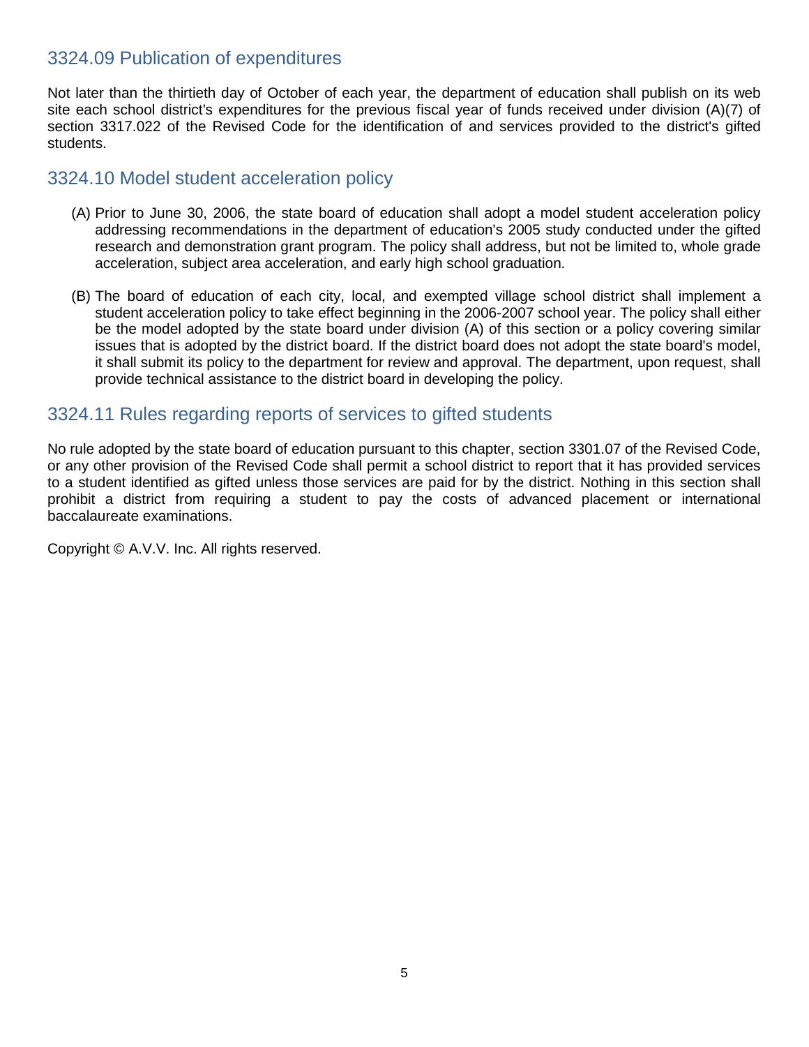## 3324.09 Publication of expenditures

Not later than the thirtieth day of October of each year, the department of education shall publish on its web site each school district's expenditures for the previous fiscal year of funds received under division (A)(7) of section 3317.022 of the Revised Code for the identification of and services provided to the district's gifted students.

## 3324.10 Model student acceleration policy

(A) Prior to June 30, 2006, the state board of education shall adopt a model student acceleration policy addressing recommendations in the department of education's 2005 study conducted under the gifted research and demonstration grant program. The policy shall address, but not be limited to, whole grade acceleration, subject area acceleration, and early high school graduation.

(B) The board of education of each city, local, and exempted village school district shall implement a student acceleration policy to take effect beginning in the 2006-2007 school year. The policy shall either be the model adopted by the state board under division (A) of this section or a policy covering similar issues that is adopted by the district board. If the district board does not adopt the state board's model, it shall submit its policy to the department for review and approval. The department, upon request, shall provide technical assistance to the district board in developing the policy.

## 3324.11 Rules regarding reports of services to gifted students

No rule adopted by the state board of education pursuant to this chapter, section 3301.07 of the Revised Code, or any other provision of the Revised Code shall permit a school district to report that it has provided services to a student identified as gifted unless those services are paid for by the district. Nothing in this section shall prohibit a district from requiring a student to pay the costs of advanced placement or international baccalaureate examinations.

Copyright © A.V.V. Inc. All rights reserved.